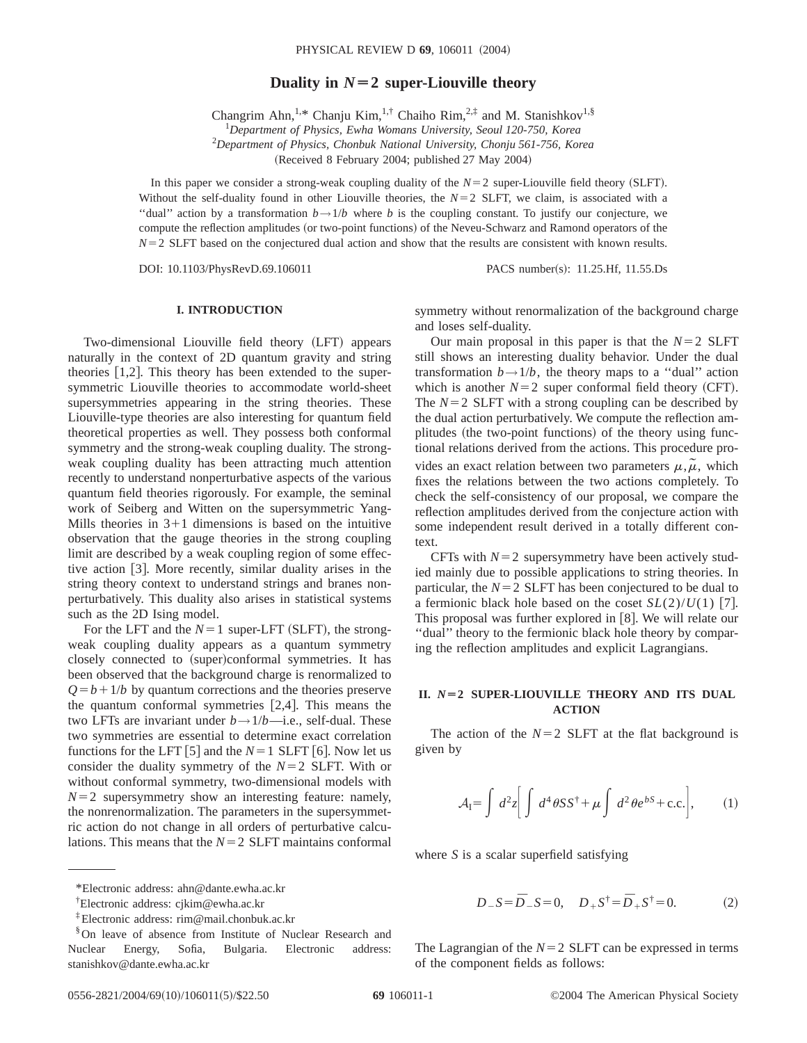# Duality in $N=2$ super-Liouville theory

Changrim Ahn,[1,*] Chanju Kim,[1,†] Chaiho Rim,[2,‡] and M. Stanishkov[1,§]

[1]*Department of Physics, Ewha Womans University, Seoul 120-750, Korea*

[2]*Department of Physics, Chonbuk National University, Chonju 561-756, Korea*

(Received 8 February 2004; published 27 May 2004)

In this paper we consider a strong-weak coupling duality of the $N=2$ super-Liouville field theory (SLFT). Without the self-duality found in other Liouville theories, the $N=2$ SLFT, we claim, is associated with a "dual" action by a transformation $b \to 1/b$ where $b$ is the coupling constant. To justify our conjecture, we compute the reflection amplitudes (or two-point functions) of the Neveu-Schwarz and Ramond operators of the $N=2$ SLFT based on the conjectured dual action and show that the results are consistent with known results.

DOI: 10.1103/PhysRevD.69.106011 PACS number(s): 11.25.Hf, 11.55.Ds

## I. INTRODUCTION

Two-dimensional Liouville field theory (LFT) appears naturally in the context of 2D quantum gravity and string theories [1,2]. This theory has been extended to the supersymmetric Liouville theories to accommodate world-sheet supersymmetries appearing in the string theories. These Liouville-type theories are also interesting for quantum field theoretical properties as well. They possess both conformal symmetry and the strong-weak coupling duality. The strong-weak coupling duality has been attracting much attention recently to understand nonperturbative aspects of the various quantum field theories rigorously. For example, the seminal work of Seiberg and Witten on the supersymmetric Yang-Mills theories in 3+1 dimensions is based on the intuitive observation that the gauge theories in the strong coupling limit are described by a weak coupling region of some effective action [3]. More recently, similar duality arises in the string theory context to understand strings and branes nonperturbatively. This duality also arises in statistical systems such as the 2D Ising model.

For the LFT and the $N=1$ super-LFT (SLFT), the strong-weak coupling duality appears as a quantum symmetry closely connected to (super)conformal symmetries. It has been observed that the background charge is renormalized to $Q=b+1/b$ by quantum corrections and the theories preserve the quantum conformal symmetries [2,4]. This means the two LFTs are invariant under $b \to 1/b$—i.e., self-dual. These two symmetries are essential to determine exact correlation functions for the LFT [5] and the $N=1$ SLFT [6]. Now let us consider the duality symmetry of the $N=2$ SLFT. With or without conformal symmetry, two-dimensional models with $N=2$ supersymmetry show an interesting feature: namely, the nonrenormalization. The parameters in the supersymmetric action do not change in all orders of perturbative calculations. This means that the $N=2$ SLFT maintains conformal symmetry without renormalization of the background charge and loses self-duality.

Our main proposal in this paper is that the $N=2$ SLFT still shows an interesting duality behavior. Under the dual transformation $b \to 1/b$, the theory maps to a "dual" action which is another $N=2$ super conformal field theory (CFT). The $N=2$ SLFT with a strong coupling can be described by the dual action perturbatively. We compute the reflection amplitudes (the two-point functions) of the theory using functional relations derived from the actions. This procedure provides an exact relation between two parameters $\mu, \tilde{\mu}$, which fixes the relations between the two actions completely. To check the self-consistency of our proposal, we compare the reflection amplitudes derived from the conjecture action with some independent result derived in a totally different context.

CFTs with $N=2$ supersymmetry have been actively studied mainly due to possible applications to string theories. In particular, the $N=2$ SLFT has been conjectured to be dual to a fermionic black hole based on the coset $SL(2)/U(1)$ [7]. This proposal was further explored in [8]. We will relate our "dual" theory to the fermionic black hole theory by comparing the reflection amplitudes and explicit Lagrangians.

## II. $N=2$ SUPER-LIOUVILLE THEORY AND ITS DUAL ACTION

The action of the $N=2$ SLFT at the flat background is given by

$$\mathcal{A}_{\mathrm{I}} = \int d^2 z \left[ \int d^4 \theta S S^{\dagger} + \mu \int d^2 \theta e^{bS} + \text{c.c.} \right], \tag{1}$$

where $S$ is a scalar superfield satisfying

$$D_- S = \bar{D}_- S = 0, \quad D_+ S^{\dagger} = \bar{D}_+ S^{\dagger} = 0. \tag{2}$$

The Lagrangian of the $N=2$ SLFT can be expressed in terms of the component fields as follows:

*Electronic address: ahn@dante.ewha.ac.kr

†Electronic address: cjkim@ewha.ac.kr

‡Electronic address: rim@mail.chonbuk.ac.kr

§On leave of absence from Institute of Nuclear Research and Nuclear Energy, Sofia, Bulgaria. Electronic address: stanishkov@dante.ewha.ac.kr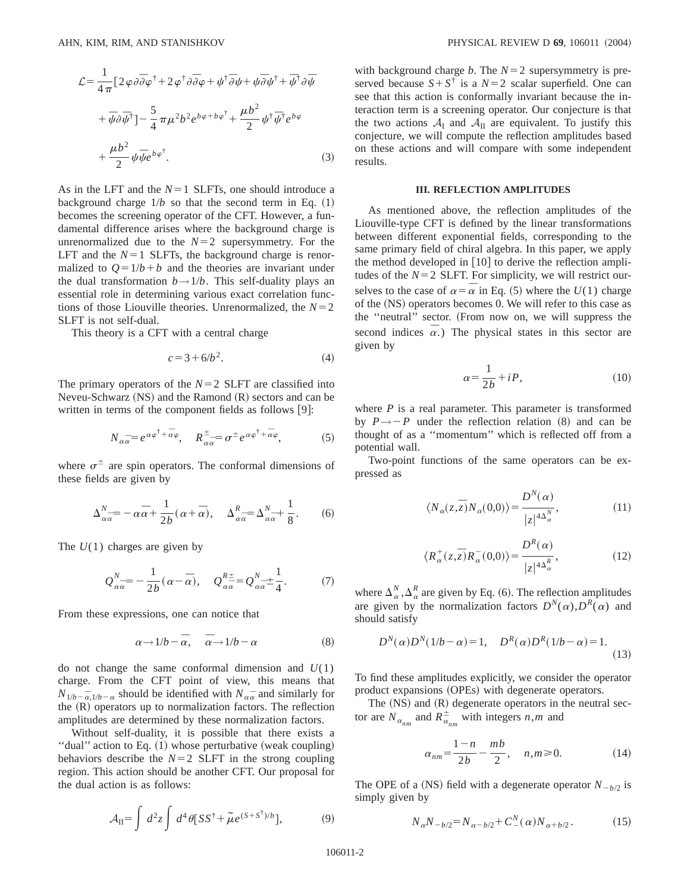$$\mathcal{L}=\frac{1}{4\pi}[2\varphi\partial\bar{\partial}\varphi^{\dagger}+2\varphi^{\dagger}\partial\bar{\partial}\varphi+\psi^{\dagger}\bar{\partial}\psi+\psi\bar{\partial}\psi^{\dagger}+\bar{\psi}^{\dagger}\partial\bar{\psi}+\bar{\psi}\partial\bar{\psi}^{\dagger}]-\frac{5}{4}\pi\mu^{2}b^{2}e^{b\varphi+b\varphi^{\dagger}}+\frac{\mu b^{2}}{2}\psi^{\dagger}\bar{\psi}^{\dagger}e^{b\varphi}+\frac{\mu b^{2}}{2}\psi\bar{\psi}e^{b\varphi^{\dagger}}. \tag{3}$$

As in the LFT and the $N=1$ SLFTs, one should introduce a background charge $1/b$ so that the second term in Eq. (1) becomes the screening operator of the CFT. However, a fundamental difference arises where the background charge is unrenormalized due to the $N=2$ supersymmetry. For the LFT and the $N=1$ SLFTs, the background charge is renormalized to $Q=1/b+b$ and the theories are invariant under the dual transformation $b\to 1/b$. This self-duality plays an essential role in determining various exact correlation functions of those Liouville theories. Unrenormalized, the $N=2$ SLFT is not self-dual.

This theory is a CFT with a central charge

$$c=3+6/b^{2}. \tag{4}$$

The primary operators of the $N=2$ SLFT are classified into Neveu-Schwarz (NS) and the Ramond (R) sectors and can be written in terms of the component fields as follows [9]:

$$N_{\alpha\bar{\alpha}}=e^{\alpha\varphi^{\dagger}+\bar{\alpha}\varphi},\quad R^{\pm}_{\alpha\bar{\alpha}}=\sigma^{\pm}e^{\alpha\varphi^{\dagger}+\bar{\alpha}\varphi}, \tag{5}$$

where $\sigma^{\pm}$ are spin operators. The conformal dimensions of these fields are given by

$$\Delta^{N}_{\alpha\bar{\alpha}}=-\alpha\bar{\alpha}+\frac{1}{2b}(\alpha+\bar{\alpha}),\quad \Delta^{R}_{\alpha\bar{\alpha}}=\Delta^{N}_{\alpha\bar{\alpha}}+\frac{1}{8}. \tag{6}$$

The $U(1)$ charges are given by

$$Q^{N}_{\alpha\bar{\alpha}}=-\frac{1}{2b}(\alpha-\bar{\alpha}),\quad Q^{R\pm}_{\alpha\bar{\alpha}}=Q^{N}_{\alpha\bar{\alpha}}\pm\frac{1}{4}. \tag{7}$$

From these expressions, one can notice that

$$\alpha\to 1/b-\bar{\alpha},\quad \bar{\alpha}\to 1/b-\alpha \tag{8}$$

do not change the same conformal dimension and $U(1)$ charge. From the CFT point of view, this means that $N_{1/b-\bar{\alpha},1/b-\alpha}$ should be identified with $N_{\alpha\bar{\alpha}}$ and similarly for the (R) operators up to normalization factors. The reflection amplitudes are determined by these normalization factors.

Without self-duality, it is possible that there exists a "dual" action to Eq. (1) whose perturbative (weak coupling) behaviors describe the $N=2$ SLFT in the strong coupling region. This action should be another CFT. Our proposal for the dual action is as follows:

$$\mathcal{A}_{\rm II}=\int d^{2}z\int d^{4}\theta[SS^{\dagger}+\tilde{\mu}e^{(S+S^{\dagger})/b}], \tag{9}$$

with background charge $b$. The $N=2$ supersymmetry is preserved because $S+S^{\dagger}$ is a $N=2$ scalar superfield. One can see that this action is conformally invariant because the interaction term is a screening operator. Our conjecture is that the two actions $\mathcal{A}_{\rm I}$ and $\mathcal{A}_{\rm II}$ are equivalent. To justify this conjecture, we will compute the reflection amplitudes based on these actions and will compare with some independent results.

## III. REFLECTION AMPLITUDES

As mentioned above, the reflection amplitudes of the Liouville-type CFT is defined by the linear transformations between different exponential fields, corresponding to the same primary field of chiral algebra. In this paper, we apply the method developed in [10] to derive the reflection amplitudes of the $N=2$ SLFT. For simplicity, we will restrict ourselves to the case of $\alpha=\bar{\alpha}$ in Eq. (5) where the $U(1)$ charge of the (NS) operators becomes 0. We will refer to this case as the "neutral" sector. (From now on, we will suppress the second indices $\bar{\alpha}$.) The physical states in this sector are given by

$$\alpha=\frac{1}{2b}+iP, \tag{10}$$

where $P$ is a real parameter. This parameter is transformed by $P\to -P$ under the reflection relation (8) and can be thought of as a "momentum" which is reflected off from a potential wall.

Two-point functions of the same operators can be expressed as

$$\langle N_{\alpha}(z,\bar{z})N_{\alpha}(0,0)\rangle=\frac{D^{N}(\alpha)}{|z|^{4\Delta^{N}_{\alpha}}}, \tag{11}$$

$$\langle R^{+}_{\alpha}(z,\bar{z})R^{-}_{\alpha}(0,0)\rangle=\frac{D^{R}(\alpha)}{|z|^{4\Delta^{R}_{\alpha}}}, \tag{12}$$

where $\Delta^{N}_{\alpha},\Delta^{R}_{\alpha}$ are given by Eq. (6). The reflection amplitudes are given by the normalization factors $D^{N}(\alpha),D^{R}(\alpha)$ and should satisfy

$$D^{N}(\alpha)D^{N}(1/b-\alpha)=1,\quad D^{R}(\alpha)D^{R}(1/b-\alpha)=1. \tag{13}$$

To find these amplitudes explicitly, we consider the operator product expansions (OPEs) with degenerate operators.

The (NS) and (R) degenerate operators in the neutral sector are $N_{\alpha_{nm}}$ and $R^{\pm}_{\alpha_{nm}}$ with integers $n,m$ and

$$\alpha_{nm}=\frac{1-n}{2b}-\frac{mb}{2},\quad n,m\geqslant 0. \tag{14}$$

The OPE of a (NS) field with a degenerate operator $N_{-b/2}$ is simply given by

$$N_{\alpha}N_{-b/2}=N_{\alpha-b/2}+C^{N}_{-}(\alpha)N_{\alpha+b/2}. \tag{15}$$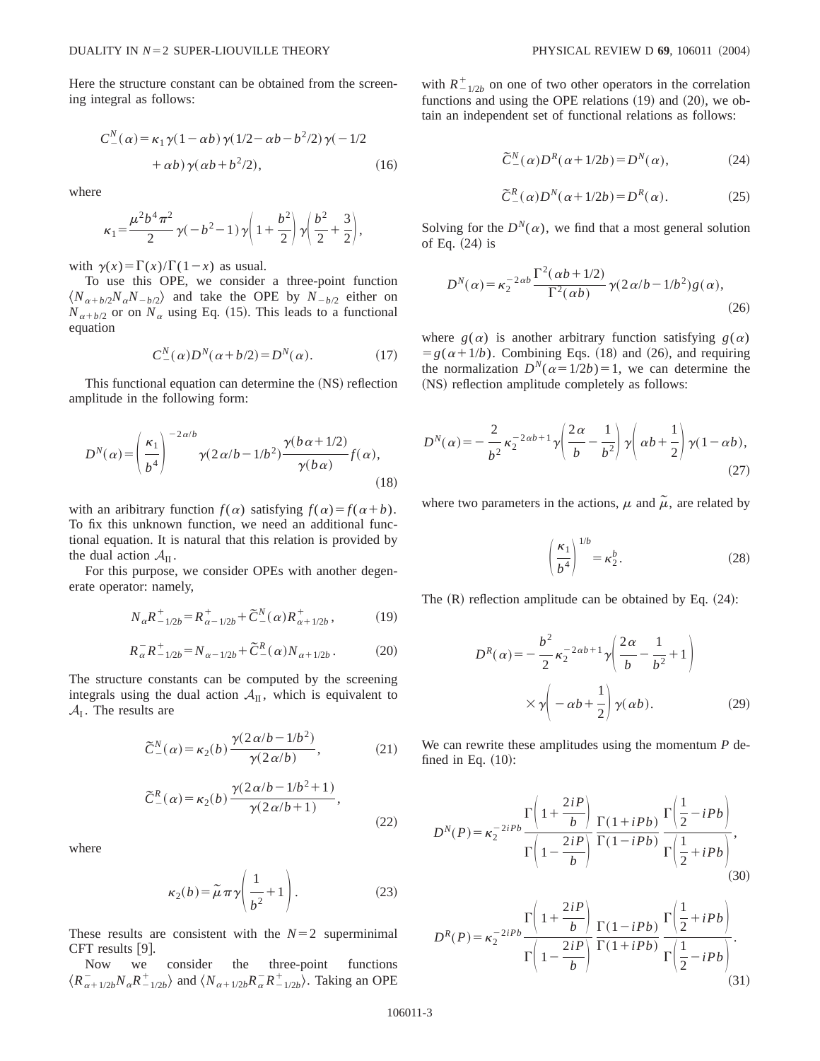Here the structure constant can be obtained from the screening integral as follows:

$$C_-^N(\alpha) = \kappa_1 \gamma(1-\alpha b)\gamma(1/2-\alpha b - b^2/2)\gamma(-1/2 + \alpha b)\gamma(\alpha b + b^2/2), \tag{16}$$

where

$$\kappa_1 = \frac{\mu^2 b^4 \pi^2}{2}\gamma(-b^2-1)\gamma\left(1+\frac{b^2}{2}\right)\gamma\left(\frac{b^2}{2}+\frac{3}{2}\right),$$

with $\gamma(x)=\Gamma(x)/\Gamma(1-x)$ as usual.

To use this OPE, we consider a three-point function $\langle N_{\alpha+b/2} N_\alpha N_{-b/2}\rangle$ and take the OPE by $N_{-b/2}$ either on $N_{\alpha+b/2}$ or on $N_\alpha$ using Eq. (15). This leads to a functional equation

$$C_-^N(\alpha) D^N(\alpha+b/2) = D^N(\alpha). \tag{17}$$

This functional equation can determine the (NS) reflection amplitude in the following form:

$$D^N(\alpha) = \left(\frac{\kappa_1}{b^4}\right)^{-2\alpha/b} \gamma(2\alpha/b - 1/b^2)\frac{\gamma(b\alpha+1/2)}{\gamma(b\alpha)} f(\alpha), \tag{18}$$

with an aribitrary function $f(\alpha)$ satisfying $f(\alpha)=f(\alpha+b)$. To fix this unknown function, we need an additional functional equation. It is natural that this relation is provided by the dual action $\mathcal{A}_{\mathrm{II}}$.

For this purpose, we consider OPEs with another degenerate operator: namely,

$$N_\alpha R^+_{-1/2b} = R^+_{\alpha-1/2b} + \tilde{C}_-^N(\alpha) R^+_{\alpha+1/2b}, \tag{19}$$

$$R^-_\alpha R^+_{-1/2b} = N_{\alpha-1/2b} + \tilde{C}_-^R(\alpha) N_{\alpha+1/2b}. \tag{20}$$

The structure constants can be computed by the screening integrals using the dual action $\mathcal{A}_{\mathrm{II}}$, which is equivalent to $\mathcal{A}_{\mathrm{I}}$. The results are

$$\tilde{C}_-^N(\alpha) = \kappa_2(b)\frac{\gamma(2\alpha/b - 1/b^2)}{\gamma(2\alpha/b)}, \tag{21}$$

$$\tilde{C}_-^R(\alpha) = \kappa_2(b)\frac{\gamma(2\alpha/b - 1/b^2+1)}{\gamma(2\alpha/b+1)}, \tag{22}$$

where

$$\kappa_2(b) = \tilde{\mu}\pi\gamma\left(\frac{1}{b^2}+1\right). \tag{23}$$

These results are consistent with the $N=2$ superminimal CFT results [9].

Now we consider the three-point functions $\langle R^-_{\alpha+1/2b} N_\alpha R^+_{-1/2b}\rangle$ and $\langle N_{\alpha+1/2b} R^-_\alpha R^+_{-1/2b}\rangle$. Taking an OPE with $R^+_{-1/2b}$ on one of two other operators in the correlation functions and using the OPE relations (19) and (20), we obtain an independent set of functional relations as follows:

$$\tilde{C}_-^N(\alpha) D^R(\alpha+1/2b) = D^N(\alpha), \tag{24}$$

$$\tilde{C}_-^R(\alpha) D^N(\alpha+1/2b) = D^R(\alpha). \tag{25}$$

Solving for the $D^N(\alpha)$, we find that a most general solution of Eq. (24) is

$$D^N(\alpha) = \kappa_2^{-2\alpha b}\frac{\Gamma^2(\alpha b+1/2)}{\Gamma^2(\alpha b)}\gamma(2\alpha/b - 1/b^2) g(\alpha), \tag{26}$$

where $g(\alpha)$ is another arbitrary function satisfying $g(\alpha) = g(\alpha+1/b)$. Combining Eqs. (18) and (26), and requiring the normalization $D^N(\alpha=1/2b)=1$, we can determine the (NS) reflection amplitude completely as follows:

$$D^N(\alpha) = -\frac{2}{b^2}\kappa_2^{-2\alpha b+1}\gamma\left(\frac{2\alpha}{b}-\frac{1}{b^2}\right)\gamma\left(\alpha b+\frac{1}{2}\right)\gamma(1-\alpha b), \tag{27}$$

where two parameters in the actions, $\mu$ and $\tilde{\mu}$, are related by

$$\left(\frac{\kappa_1}{b^4}\right)^{1/b} = \kappa_2^b. \tag{28}$$

The (R) reflection amplitude can be obtained by Eq. (24):

$$D^R(\alpha) = -\frac{b^2}{2}\kappa_2^{-2\alpha b+1}\gamma\left(\frac{2\alpha}{b}-\frac{1}{b^2}+1\right) \times \gamma\left(-\alpha b+\frac{1}{2}\right)\gamma(\alpha b). \tag{29}$$

We can rewrite these amplitudes using the momentum $P$ defined in Eq. (10):

$$D^N(P) = \kappa_2^{-2iPb}\frac{\Gamma\left(1+\frac{2iP}{b}\right)}{\Gamma\left(1-\frac{2iP}{b}\right)}\frac{\Gamma(1+iPb)}{\Gamma(1-iPb)}\frac{\Gamma\left(\frac{1}{2}-iPb\right)}{\Gamma\left(\frac{1}{2}+iPb\right)}, \tag{30}$$

$$D^R(P) = \kappa_2^{-2iPb}\frac{\Gamma\left(1+\frac{2iP}{b}\right)}{\Gamma\left(1-\frac{2iP}{b}\right)}\frac{\Gamma(1-iPb)}{\Gamma(1+iPb)}\frac{\Gamma\left(\frac{1}{2}+iPb\right)}{\Gamma\left(\frac{1}{2}-iPb\right)}. \tag{31}$$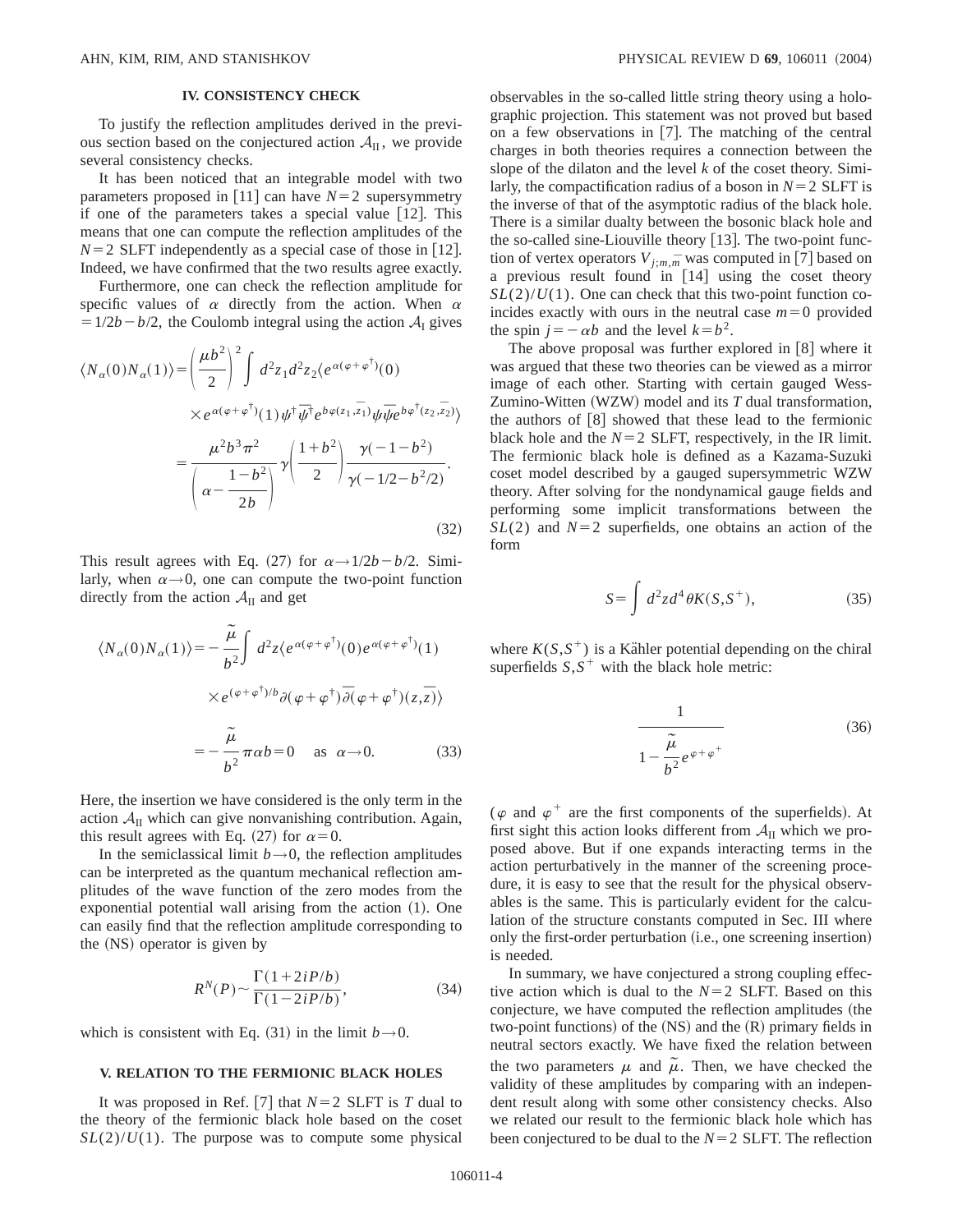## IV. CONSISTENCY CHECK

To justify the reflection amplitudes derived in the previous section based on the conjectured action $\mathcal{A}_{\rm II}$, we provide several consistency checks.

It has been noticed that an integrable model with two parameters proposed in [11] can have $N=2$ supersymmetry if one of the parameters takes a special value [12]. This means that one can compute the reflection amplitudes of the $N=2$ SLFT independently as a special case of those in [12]. Indeed, we have confirmed that the two results agree exactly.

Furthermore, one can check the reflection amplitude for specific values of $\alpha$ directly from the action. When $\alpha=1/2b-b/2$, the Coulomb integral using the action $\mathcal{A}_{\rm I}$ gives

$$
\begin{aligned}
\langle N_\alpha(0)N_\alpha(1)\rangle &= \left(\frac{\mu b^2}{2}\right)^2 \int d^2z_1 d^2z_2 \langle e^{\alpha(\varphi+\varphi^\dagger)}(0) \\
&\quad \times e^{\alpha(\varphi+\varphi^\dagger)}(1)\psi^\dagger\bar{\psi}^\dagger e^{b\varphi(z_1,\bar{z}_1)}\psi\bar{\psi}e^{b\varphi^\dagger(z_2,\bar{z}_2)}\rangle \\
&= \frac{\mu^2 b^3\pi^2}{\left(\alpha-\dfrac{1-b^2}{2b}\right)}\gamma\left(\frac{1+b^2}{2}\right)\frac{\gamma(-1-b^2)}{\gamma(-1/2-b^2/2)}.
\end{aligned}
\tag{32}
$$

This result agrees with Eq. (27) for $\alpha\rightarrow 1/2b-b/2$. Similarly, when $\alpha\rightarrow 0$, one can compute the two-point function directly from the action $\mathcal{A}_{\rm II}$ and get

$$
\begin{aligned}
\langle N_\alpha(0)N_\alpha(1)\rangle &= -\frac{\tilde{\mu}}{b^2}\int d^2z \langle e^{\alpha(\varphi+\varphi^\dagger)}(0)e^{\alpha(\varphi+\varphi^\dagger)}(1) \\
&\quad \times e^{(\varphi+\varphi^\dagger)/b}\partial(\varphi+\varphi^\dagger)\bar{\partial}(\varphi+\varphi^\dagger)(z,\bar{z})\rangle \\
&= -\frac{\tilde{\mu}}{b^2}\pi\alpha b = 0 \quad \text{as} \quad \alpha\rightarrow 0.
\end{aligned}
\tag{33}
$$

Here, the insertion we have considered is the only term in the action $\mathcal{A}_{\rm II}$ which can give nonvanishing contribution. Again, this result agrees with Eq. (27) for $\alpha=0$.

In the semiclassical limit $b\rightarrow 0$, the reflection amplitudes can be interpreted as the quantum mechanical reflection amplitudes of the wave function of the zero modes from the exponential potential wall arising from the action (1). One can easily find that the reflection amplitude corresponding to the (NS) operator is given by

$$
R^N(P)\sim\frac{\Gamma(1+2iP/b)}{\Gamma(1-2iP/b)},
\tag{34}
$$

which is consistent with Eq. (31) in the limit $b\rightarrow 0$.

## V. RELATION TO THE FERMIONIC BLACK HOLES

It was proposed in Ref. [7] that $N=2$ SLFT is $T$ dual to the theory of the fermionic black hole based on the coset $SL(2)/U(1)$. The purpose was to compute some physical observables in the so-called little string theory using a holographic projection. This statement was not proved but based on a few observations in [7]. The matching of the central charges in both theories requires a connection between the slope of the dilaton and the level $k$ of the coset theory. Similarly, the compactification radius of a boson in $N=2$ SLFT is the inverse of that of the asymptotic radius of the black hole. There is a similar duality between the bosonic black hole and the so-called sine-Liouville theory [13]. The two-point function of vertex operators $V_{j;m,\bar{m}}$ was computed in [7] based on a previous result found in [14] using the coset theory $SL(2)/U(1)$. One can check that this two-point function coincides exactly with ours in the neutral case $m=0$ provided the spin $j=-\alpha b$ and the level $k=b^2$.

The above proposal was further explored in [8] where it was argued that these two theories can be viewed as a mirror image of each other. Starting with certain gauged Wess-Zumino-Witten (WZW) model and its $T$ dual transformation, the authors of [8] showed that these lead to the fermionic black hole and the $N=2$ SLFT, respectively, in the IR limit. The fermionic black hole is defined as a Kazama-Suzuki coset model described by a gauged supersymmetric WZW theory. After solving for the nondynamical gauge fields and performing some implicit transformations between the $SL(2)$ and $N=2$ superfields, one obtains an action of the form

$$
S=\int d^2z d^4\theta K(S,S^+),
\tag{35}
$$

where $K(S,S^+)$ is a Kähler potential depending on the chiral superfields $S,S^+$ with the black hole metric:

$$
\frac{1}{1-\dfrac{\tilde{\mu}}{b^2}e^{\varphi+\varphi^+}}
\tag{36}
$$

($\varphi$ and $\varphi^+$ are the first components of the superfields). At first sight this action looks different from $\mathcal{A}_{\rm II}$ which we proposed above. But if one expands interacting terms in the action perturbatively in the manner of the screening procedure, it is easy to see that the result for the physical observables is the same. This is particularly evident for the calculation of the structure constants computed in Sec. III where only the first-order perturbation (i.e., one screening insertion) is needed.

In summary, we have conjectured a strong coupling effective action which is dual to the $N=2$ SLFT. Based on this conjecture, we have computed the reflection amplitudes (the two-point functions) of the (NS) and the (R) primary fields in neutral sectors exactly. We have fixed the relation between the two parameters $\mu$ and $\tilde{\mu}$. Then, we have checked the validity of these amplitudes by comparing with an independent result along with some other consistency checks. Also we related our result to the fermionic black hole which has been conjectured to be dual to the $N=2$ SLFT. The reflection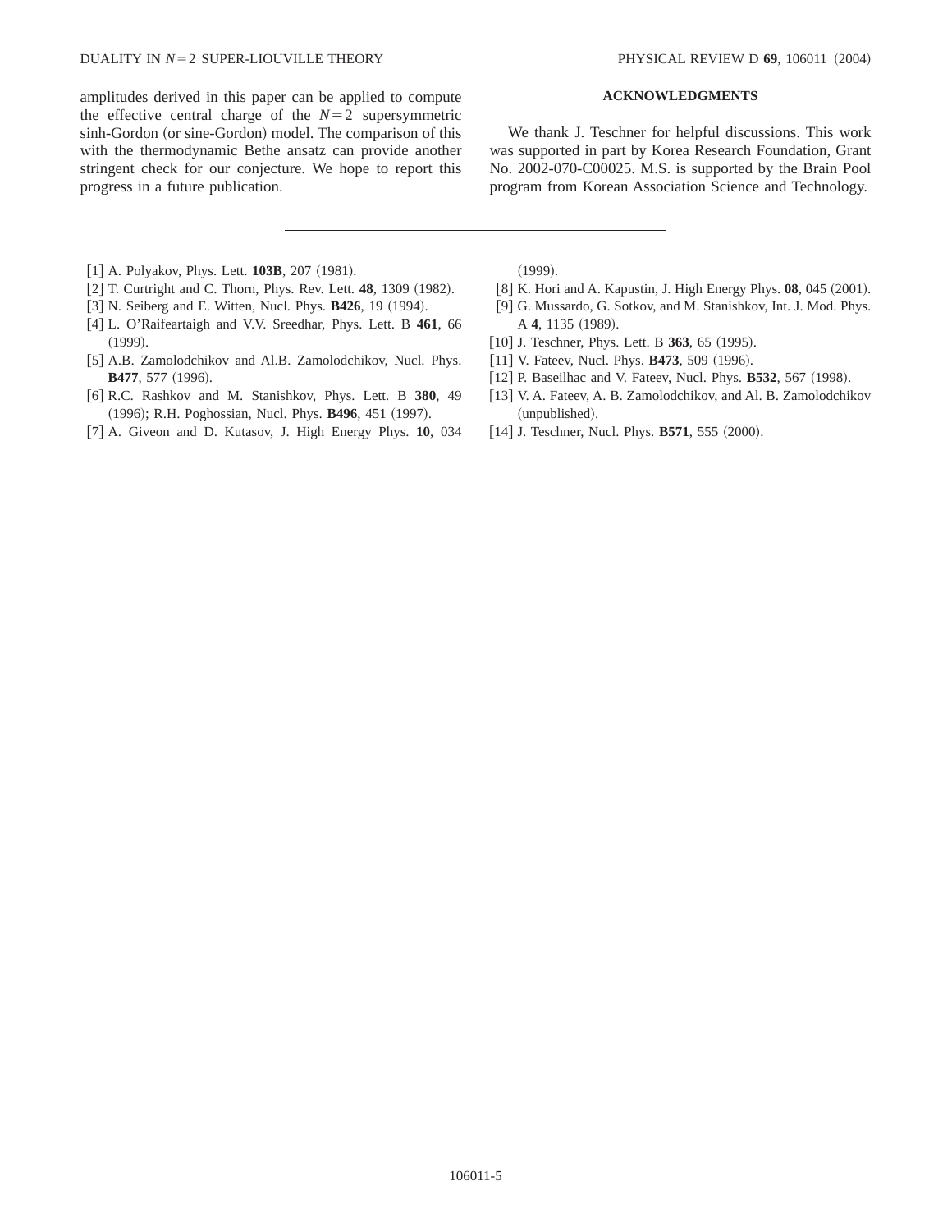amplitudes derived in this paper can be applied to compute the effective central charge of the $N=2$ supersymmetric sinh-Gordon (or sine-Gordon) model. The comparison of this with the thermodynamic Bethe ansatz can provide another stringent check for our conjecture. We hope to report this progress in a future publication.

## ACKNOWLEDGMENTS

We thank J. Teschner for helpful discussions. This work was supported in part by Korea Research Foundation, Grant No. 2002-070-C00025. M.S. is supported by the Brain Pool program from Korean Association Science and Technology.

---

[1] A. Polyakov, Phys. Lett. **103B**, 207 (1981).

[2] T. Curtright and C. Thorn, Phys. Rev. Lett. **48**, 1309 (1982).

[3] N. Seiberg and E. Witten, Nucl. Phys. **B426**, 19 (1994).

[4] L. O'Raifeartaigh and V.V. Sreedhar, Phys. Lett. B **461**, 66 (1999).

[5] A.B. Zamolodchikov and Al.B. Zamolodchikov, Nucl. Phys. **B477**, 577 (1996).

[6] R.C. Rashkov and M. Stanishkov, Phys. Lett. B **380**, 49 (1996); R.H. Poghossian, Nucl. Phys. **B496**, 451 (1997).

[7] A. Giveon and D. Kutasov, J. High Energy Phys. **10**, 034 (1999).

[8] K. Hori and A. Kapustin, J. High Energy Phys. **08**, 045 (2001).

[9] G. Mussardo, G. Sotkov, and M. Stanishkov, Int. J. Mod. Phys. A **4**, 1135 (1989).

[10] J. Teschner, Phys. Lett. B **363**, 65 (1995).

[11] V. Fateev, Nucl. Phys. **B473**, 509 (1996).

[12] P. Baseilhac and V. Fateev, Nucl. Phys. **B532**, 567 (1998).

[13] V. A. Fateev, A. B. Zamolodchikov, and Al. B. Zamolodchikov (unpublished).

[14] J. Teschner, Nucl. Phys. **B571**, 555 (2000).